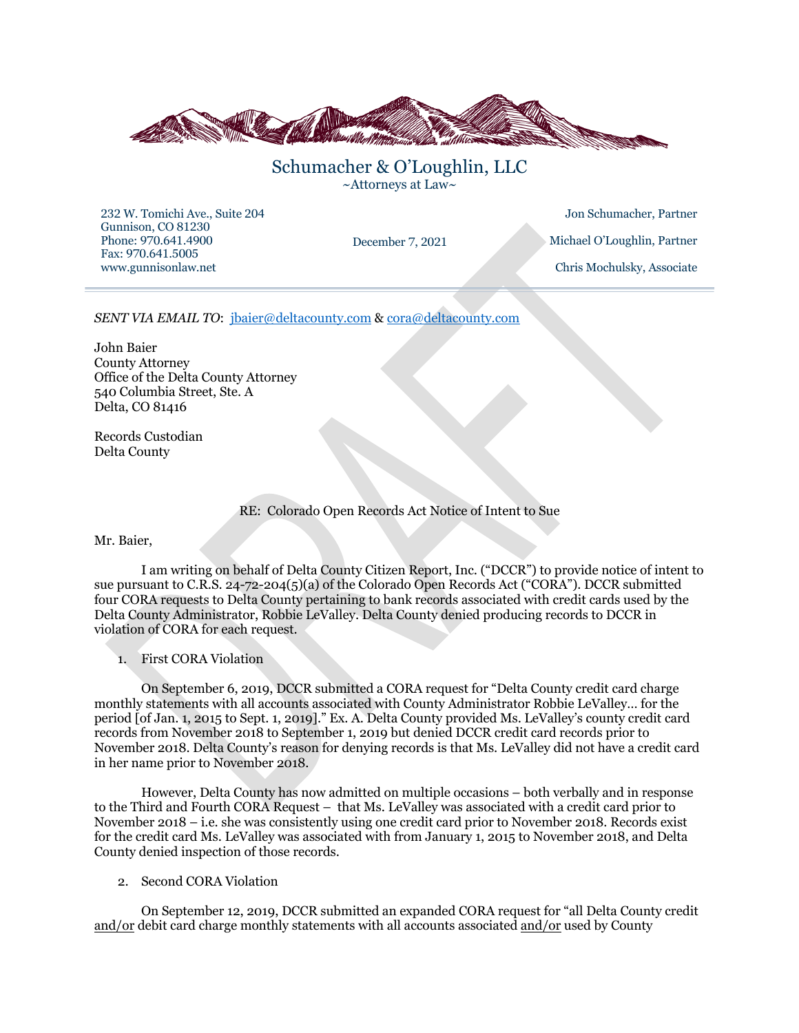# Schumacher & O'Loughlin, LLC

~Attorneys at Law~

232 W. Tomichi Ave., Suite 204
Gunnison, CO 81230
Phone: 970.641.4900
Fax: 970.641.5005
www.gunnisonlaw.net

December 7, 2021

Jon Schumacher, Partner
Michael O'Loughlin, Partner
Chris Mochulsky, Associate

---

*SENT VIA EMAIL TO*: jbaier@deltacounty.com & cora@deltacounty.com

John Baier
County Attorney
Office of the Delta County Attorney
540 Columbia Street, Ste. A
Delta, CO 81416

Records Custodian
Delta County

RE: Colorado Open Records Act Notice of Intent to Sue

Mr. Baier,

I am writing on behalf of Delta County Citizen Report, Inc. ("DCCR") to provide notice of intent to sue pursuant to C.R.S. 24-72-204(5)(a) of the Colorado Open Records Act ("CORA"). DCCR submitted four CORA requests to Delta County pertaining to bank records associated with credit cards used by the Delta County Administrator, Robbie LeValley. Delta County denied producing records to DCCR in violation of CORA for each request.

1. First CORA Violation

On September 6, 2019, DCCR submitted a CORA request for "Delta County credit card charge monthly statements with all accounts associated with County Administrator Robbie LeValley… for the period [of Jan. 1, 2015 to Sept. 1, 2019]." Ex. A. Delta County provided Ms. LeValley's county credit card records from November 2018 to September 1, 2019 but denied DCCR credit card records prior to November 2018. Delta County's reason for denying records is that Ms. LeValley did not have a credit card in her name prior to November 2018.

However, Delta County has now admitted on multiple occasions – both verbally and in response to the Third and Fourth CORA Request – that Ms. LeValley was associated with a credit card prior to November 2018 – i.e. she was consistently using one credit card prior to November 2018. Records exist for the credit card Ms. LeValley was associated with from January 1, 2015 to November 2018, and Delta County denied inspection of those records.

2. Second CORA Violation

On September 12, 2019, DCCR submitted an expanded CORA request for "all Delta County credit <u>and/or</u> debit card charge monthly statements with all accounts associated <u>and/or</u> used by County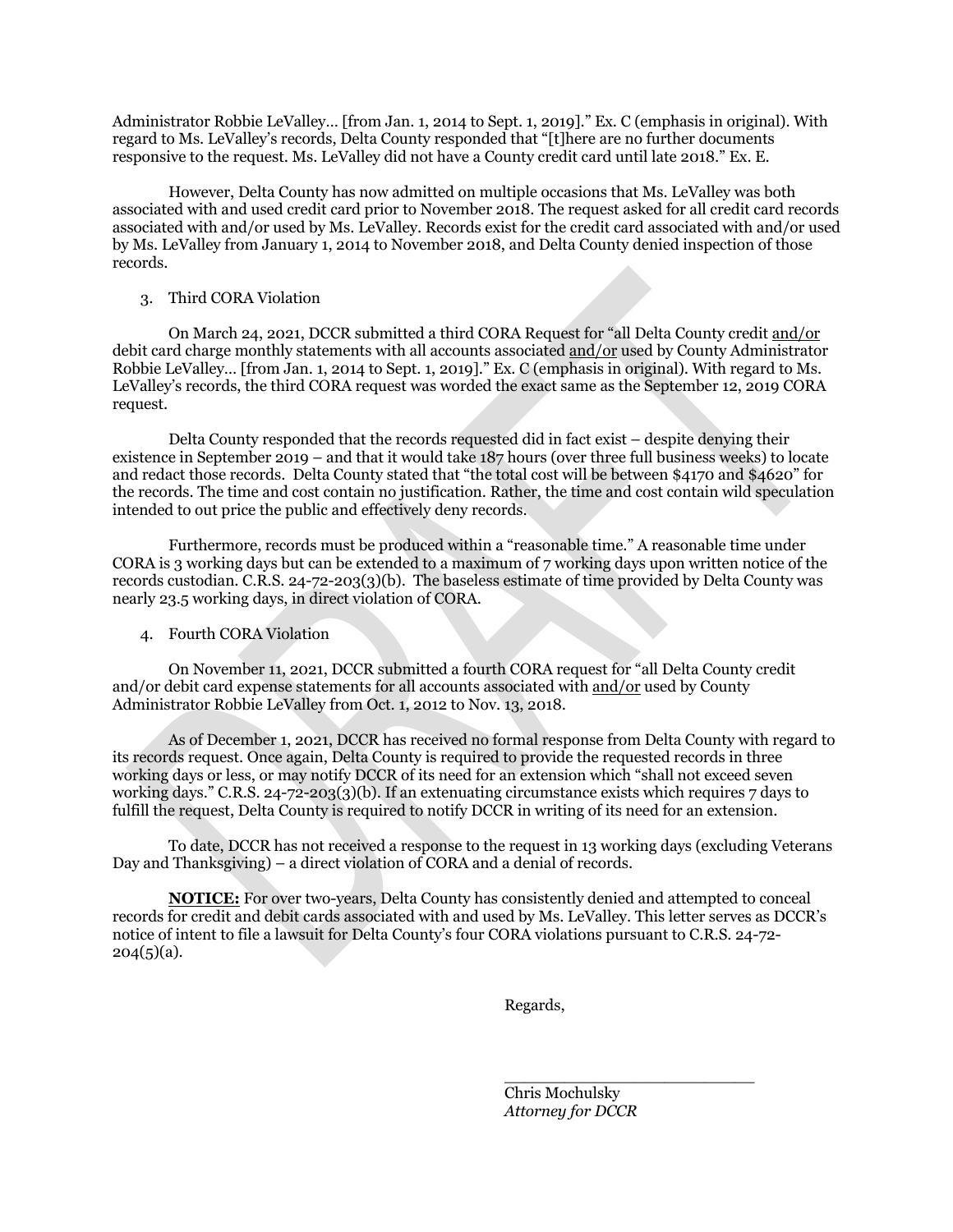Administrator Robbie LeValley… [from Jan. 1, 2014 to Sept. 1, 2019].” Ex. C (emphasis in original). With regard to Ms. LeValley's records, Delta County responded that “[t]here are no further documents responsive to the request. Ms. LeValley did not have a County credit card until late 2018.” Ex. E.

However, Delta County has now admitted on multiple occasions that Ms. LeValley was both associated with and used credit card prior to November 2018. The request asked for all credit card records associated with and/or used by Ms. LeValley. Records exist for the credit card associated with and/or used by Ms. LeValley from January 1, 2014 to November 2018, and Delta County denied inspection of those records.

3. Third CORA Violation

On March 24, 2021, DCCR submitted a third CORA Request for “all Delta County credit <u>and/or</u> debit card charge monthly statements with all accounts associated <u>and/or</u> used by County Administrator Robbie LeValley… [from Jan. 1, 2014 to Sept. 1, 2019].” Ex. C (emphasis in original). With regard to Ms. LeValley's records, the third CORA request was worded the exact same as the September 12, 2019 CORA request.

Delta County responded that the records requested did in fact exist – despite denying their existence in September 2019 – and that it would take 187 hours (over three full business weeks) to locate and redact those records. Delta County stated that “the total cost will be between $4170 and $4620” for the records. The time and cost contain no justification. Rather, the time and cost contain wild speculation intended to out price the public and effectively deny records.

Furthermore, records must be produced within a “reasonable time.” A reasonable time under CORA is 3 working days but can be extended to a maximum of 7 working days upon written notice of the records custodian. C.R.S. 24-72-203(3)(b). The baseless estimate of time provided by Delta County was nearly 23.5 working days, in direct violation of CORA.

4. Fourth CORA Violation

On November 11, 2021, DCCR submitted a fourth CORA request for “all Delta County credit and/or debit card expense statements for all accounts associated with <u>and/or</u> used by County Administrator Robbie LeValley from Oct. 1, 2012 to Nov. 13, 2018.

As of December 1, 2021, DCCR has received no formal response from Delta County with regard to its records request. Once again, Delta County is required to provide the requested records in three working days or less, or may notify DCCR of its need for an extension which “shall not exceed seven working days.” C.R.S. 24-72-203(3)(b). If an extenuating circumstance exists which requires 7 days to fulfill the request, Delta County is required to notify DCCR in writing of its need for an extension.

To date, DCCR has not received a response to the request in 13 working days (excluding Veterans Day and Thanksgiving) – a direct violation of CORA and a denial of records.

**<u>NOTICE:</u>** For over two-years, Delta County has consistently denied and attempted to conceal records for credit and debit cards associated with and used by Ms. LeValley. This letter serves as DCCR's notice of intent to file a lawsuit for Delta County's four CORA violations pursuant to C.R.S. 24-72-204(5)(a).

Regards,

\_\_\_\_\_\_\_\_\_\_\_\_\_\_\_\_\_\_\_\_\_\_\_\_\_\_

Chris Mochulsky
*Attorney for DCCR*